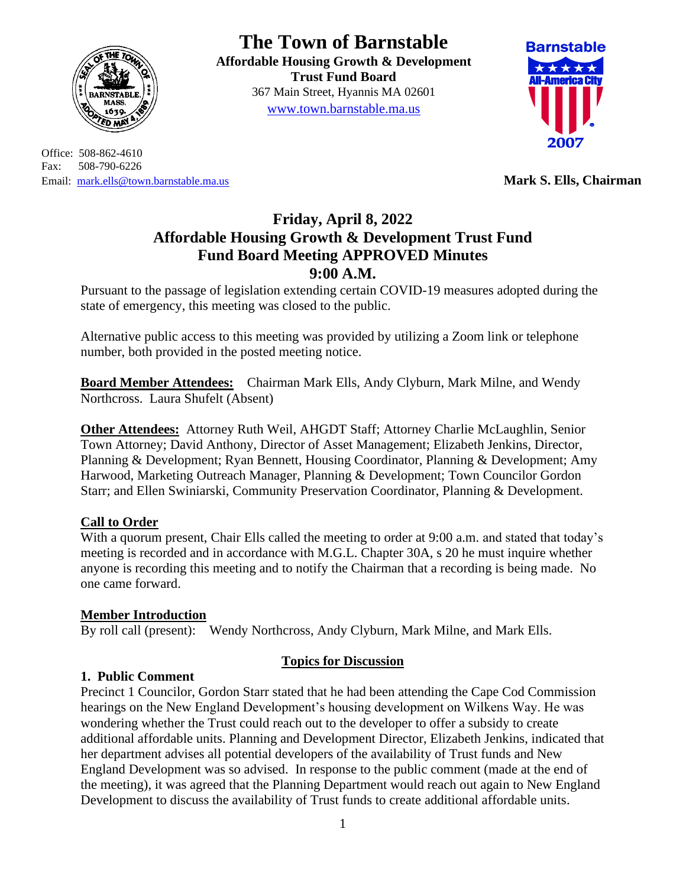# The Town of Barnstable

**Affordable Housing Growth & Development**
**Trust Fund Board**
367 Main Street, Hyannis MA 02601
www.town.barnstable.ma.us

Office: 508-862-4610
Fax: 508-790-6226
Email: mark.ells@town.barnstable.ma.us

**Mark S. Ells, Chairman**

## Friday, April 8, 2022
## Affordable Housing Growth & Development Trust Fund
## Fund Board Meeting APPROVED Minutes
## 9:00 A.M.

Pursuant to the passage of legislation extending certain COVID-19 measures adopted during the state of emergency, this meeting was closed to the public.

Alternative public access to this meeting was provided by utilizing a Zoom link or telephone number, both provided in the posted meeting notice.

**Board Member Attendees:** Chairman Mark Ells, Andy Clyburn, Mark Milne, and Wendy Northcross. Laura Shufelt (Absent)

**Other Attendees:** Attorney Ruth Weil, AHGDT Staff; Attorney Charlie McLaughlin, Senior Town Attorney; David Anthony, Director of Asset Management; Elizabeth Jenkins, Director, Planning & Development; Ryan Bennett, Housing Coordinator, Planning & Development; Amy Harwood, Marketing Outreach Manager, Planning & Development; Town Councilor Gordon Starr; and Ellen Swiniarski, Community Preservation Coordinator, Planning & Development.

**Call to Order**

With a quorum present, Chair Ells called the meeting to order at 9:00 a.m. and stated that today's meeting is recorded and in accordance with M.G.L. Chapter 30A, s 20 he must inquire whether anyone is recording this meeting and to notify the Chairman that a recording is being made. No one came forward.

**Member Introduction**

By roll call (present): Wendy Northcross, Andy Clyburn, Mark Milne, and Mark Ells.

**Topics for Discussion**

**1. Public Comment**

Precinct 1 Councilor, Gordon Starr stated that he had been attending the Cape Cod Commission hearings on the New England Development's housing development on Wilkens Way. He was wondering whether the Trust could reach out to the developer to offer a subsidy to create additional affordable units. Planning and Development Director, Elizabeth Jenkins, indicated that her department advises all potential developers of the availability of Trust funds and New England Development was so advised. In response to the public comment (made at the end of the meeting), it was agreed that the Planning Department would reach out again to New England Development to discuss the availability of Trust funds to create additional affordable units.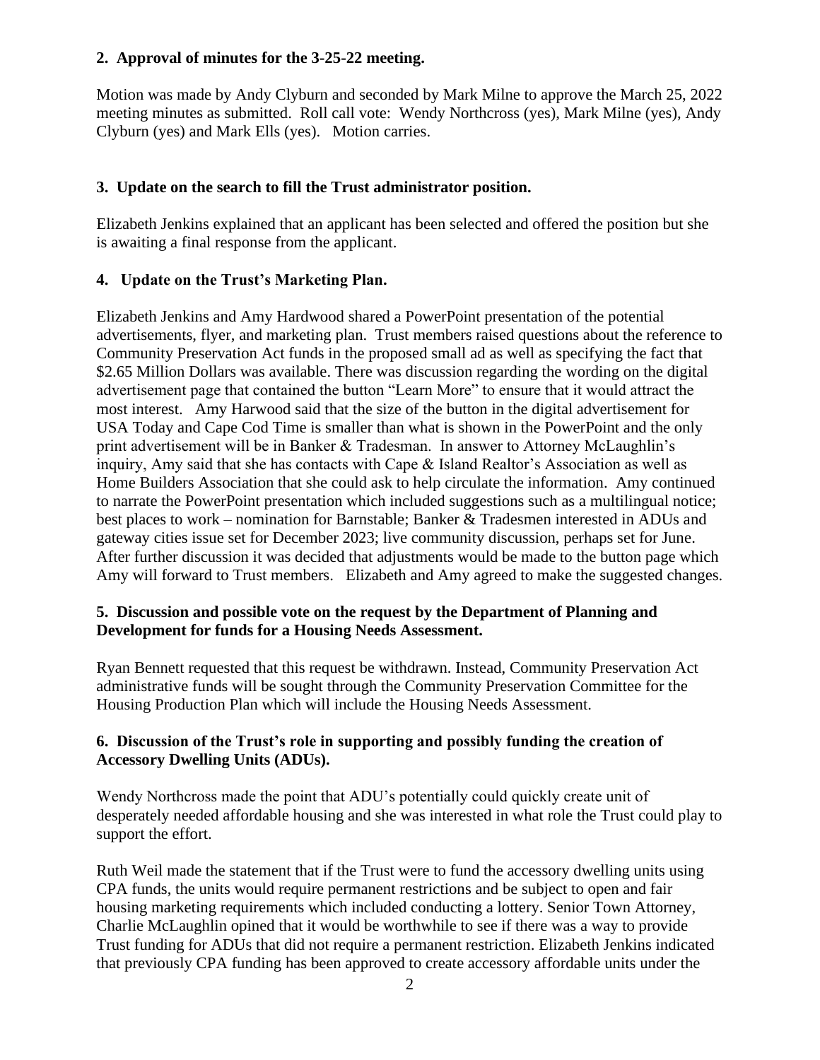**2. Approval of minutes for the 3-25-22 meeting.**

Motion was made by Andy Clyburn and seconded by Mark Milne to approve the March 25, 2022 meeting minutes as submitted. Roll call vote: Wendy Northcross (yes), Mark Milne (yes), Andy Clyburn (yes) and Mark Ells (yes). Motion carries.

**3. Update on the search to fill the Trust administrator position.**

Elizabeth Jenkins explained that an applicant has been selected and offered the position but she is awaiting a final response from the applicant.

**4. Update on the Trust's Marketing Plan.**

Elizabeth Jenkins and Amy Hardwood shared a PowerPoint presentation of the potential advertisements, flyer, and marketing plan. Trust members raised questions about the reference to Community Preservation Act funds in the proposed small ad as well as specifying the fact that $2.65 Million Dollars was available. There was discussion regarding the wording on the digital advertisement page that contained the button "Learn More" to ensure that it would attract the most interest. Amy Harwood said that the size of the button in the digital advertisement for USA Today and Cape Cod Time is smaller than what is shown in the PowerPoint and the only print advertisement will be in Banker & Tradesman. In answer to Attorney McLaughlin's inquiry, Amy said that she has contacts with Cape & Island Realtor's Association as well as Home Builders Association that she could ask to help circulate the information. Amy continued to narrate the PowerPoint presentation which included suggestions such as a multilingual notice; best places to work – nomination for Barnstable; Banker & Tradesmen interested in ADUs and gateway cities issue set for December 2023; live community discussion, perhaps set for June. After further discussion it was decided that adjustments would be made to the button page which Amy will forward to Trust members. Elizabeth and Amy agreed to make the suggested changes.

**5. Discussion and possible vote on the request by the Department of Planning and Development for funds for a Housing Needs Assessment.**

Ryan Bennett requested that this request be withdrawn. Instead, Community Preservation Act administrative funds will be sought through the Community Preservation Committee for the Housing Production Plan which will include the Housing Needs Assessment.

**6. Discussion of the Trust's role in supporting and possibly funding the creation of Accessory Dwelling Units (ADUs).**

Wendy Northcross made the point that ADU's potentially could quickly create unit of desperately needed affordable housing and she was interested in what role the Trust could play to support the effort.

Ruth Weil made the statement that if the Trust were to fund the accessory dwelling units using CPA funds, the units would require permanent restrictions and be subject to open and fair housing marketing requirements which included conducting a lottery. Senior Town Attorney, Charlie McLaughlin opined that it would be worthwhile to see if there was a way to provide Trust funding for ADUs that did not require a permanent restriction. Elizabeth Jenkins indicated that previously CPA funding has been approved to create accessory affordable units under the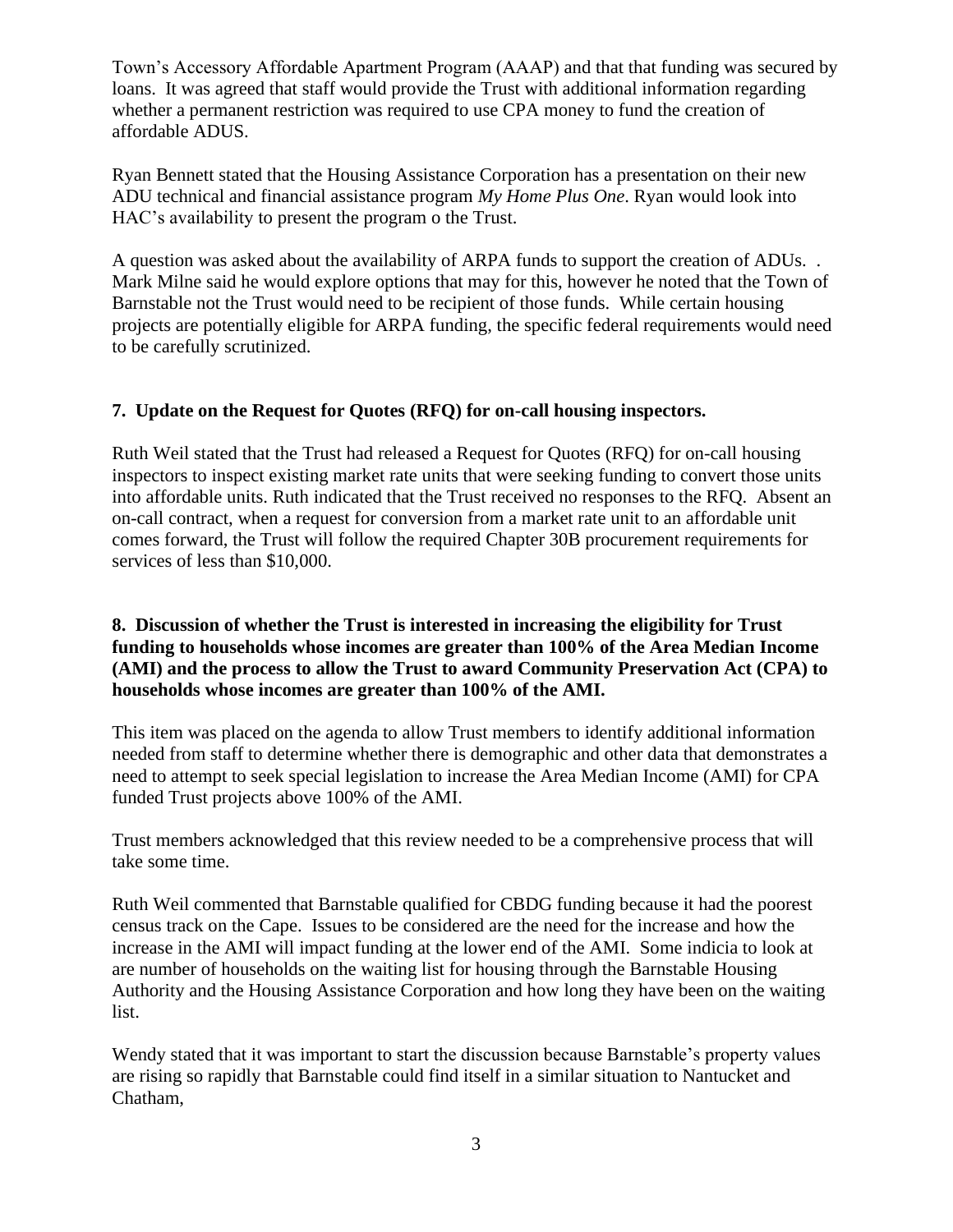Town's Accessory Affordable Apartment Program (AAAP) and that that funding was secured by loans. It was agreed that staff would provide the Trust with additional information regarding whether a permanent restriction was required to use CPA money to fund the creation of affordable ADUS.

Ryan Bennett stated that the Housing Assistance Corporation has a presentation on their new ADU technical and financial assistance program *My Home Plus One*. Ryan would look into HAC's availability to present the program o the Trust.

A question was asked about the availability of ARPA funds to support the creation of ADUs. . Mark Milne said he would explore options that may for this, however he noted that the Town of Barnstable not the Trust would need to be recipient of those funds. While certain housing projects are potentially eligible for ARPA funding, the specific federal requirements would need to be carefully scrutinized.

**7. Update on the Request for Quotes (RFQ) for on-call housing inspectors.**

Ruth Weil stated that the Trust had released a Request for Quotes (RFQ) for on-call housing inspectors to inspect existing market rate units that were seeking funding to convert those units into affordable units. Ruth indicated that the Trust received no responses to the RFQ. Absent an on-call contract, when a request for conversion from a market rate unit to an affordable unit comes forward, the Trust will follow the required Chapter 30B procurement requirements for services of less than $10,000.

**8. Discussion of whether the Trust is interested in increasing the eligibility for Trust funding to households whose incomes are greater than 100% of the Area Median Income (AMI) and the process to allow the Trust to award Community Preservation Act (CPA) to households whose incomes are greater than 100% of the AMI.**

This item was placed on the agenda to allow Trust members to identify additional information needed from staff to determine whether there is demographic and other data that demonstrates a need to attempt to seek special legislation to increase the Area Median Income (AMI) for CPA funded Trust projects above 100% of the AMI.

Trust members acknowledged that this review needed to be a comprehensive process that will take some time.

Ruth Weil commented that Barnstable qualified for CBDG funding because it had the poorest census track on the Cape. Issues to be considered are the need for the increase and how the increase in the AMI will impact funding at the lower end of the AMI. Some indicia to look at are number of households on the waiting list for housing through the Barnstable Housing Authority and the Housing Assistance Corporation and how long they have been on the waiting list.

Wendy stated that it was important to start the discussion because Barnstable's property values are rising so rapidly that Barnstable could find itself in a similar situation to Nantucket and Chatham,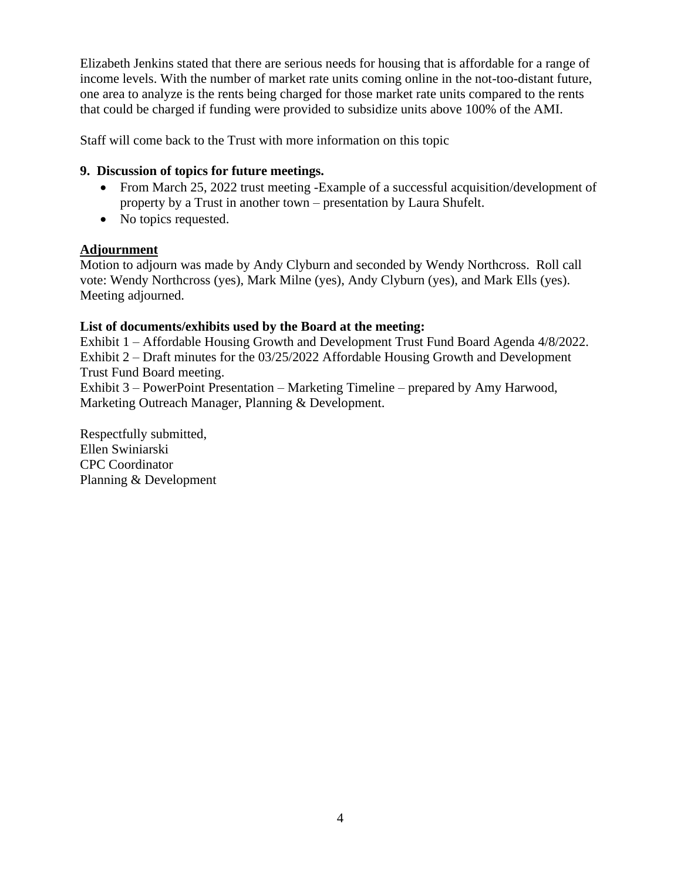Elizabeth Jenkins stated that there are serious needs for housing that is affordable for a range of income levels. With the number of market rate units coming online in the not-too-distant future, one area to analyze is the rents being charged for those market rate units compared to the rents that could be charged if funding were provided to subsidize units above 100% of the AMI.

Staff will come back to the Trust with more information on this topic

**9. Discussion of topics for future meetings.**

- From March 25, 2022 trust meeting -Example of a successful acquisition/development of property by a Trust in another town – presentation by Laura Shufelt.
- No topics requested.

**Adjournment**

Motion to adjourn was made by Andy Clyburn and seconded by Wendy Northcross. Roll call vote: Wendy Northcross (yes), Mark Milne (yes), Andy Clyburn (yes), and Mark Ells (yes). Meeting adjourned.

**List of documents/exhibits used by the Board at the meeting:**

Exhibit 1 – Affordable Housing Growth and Development Trust Fund Board Agenda 4/8/2022.
Exhibit 2 – Draft minutes for the 03/25/2022 Affordable Housing Growth and Development Trust Fund Board meeting.
Exhibit 3 – PowerPoint Presentation – Marketing Timeline – prepared by Amy Harwood, Marketing Outreach Manager, Planning & Development.

Respectfully submitted,
Ellen Swiniarski
CPC Coordinator
Planning & Development